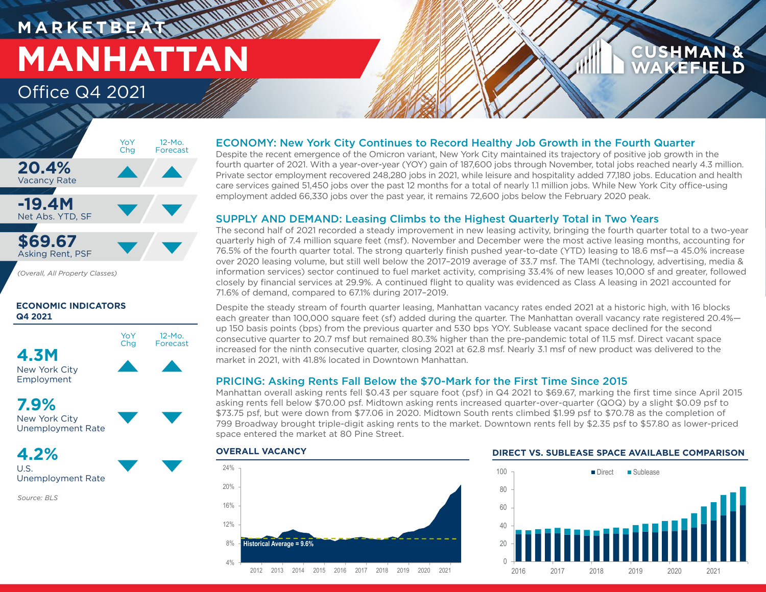MARKETBEAT

# MANHATTAN

Office Q4 2021

CUSHMAN & WAKEFIELD

| | YoY Chg | 12-Mo. Forecast |
|---|---|---|
| **20.4%** Vacancy Rate | ▲ | ▲ |
| **-19.4M** Net Abs. YTD, SF | ▼ | ▼ |
| **$69.67** Asking Rent, PSF | ▼ | ▼ |

*(Overall, All Property Classes)*

### ECONOMIC INDICATORS Q4 2021

| | YoY Chg | 12-Mo. Forecast |
|---|---|---|
| **4.3M** New York City Employment | ▲ | ▲ |
| **7.9%** New York City Unemployment Rate | ▼ | ▼ |
| **4.2%** U.S. Unemployment Rate | ▼ | ▼ |

Source: BLS

## ECONOMY: New York City Continues to Record Healthy Job Growth in the Fourth Quarter

Despite the recent emergence of the Omicron variant, New York City maintained its trajectory of positive job growth in the fourth quarter of 2021. With a year-over-year (YOY) gain of 187,600 jobs through November, total jobs reached nearly 4.3 million. Private sector employment recovered 248,280 jobs in 2021, while leisure and hospitality added 77,180 jobs. Education and health care services gained 51,450 jobs over the past 12 months for a total of nearly 1.1 million jobs. While New York City office-using employment added 66,330 jobs over the past year, it remains 72,600 jobs below the February 2020 peak.

## SUPPLY AND DEMAND: Leasing Climbs to the Highest Quarterly Total in Two Years

The second half of 2021 recorded a steady improvement in new leasing activity, bringing the fourth quarter total to a two-year quarterly high of 7.4 million square feet (msf). November and December were the most active leasing months, accounting for 76.5% of the fourth quarter total. The strong quarterly finish pushed year-to-date (YTD) leasing to 18.6 msf—a 45.0% increase over 2020 leasing volume, but still well below the 2017–2019 average of 33.7 msf. The TAMI (technology, advertising, media & information services) sector continued to fuel market activity, comprising 33.4% of new leases 10,000 sf and greater, followed closely by financial services at 29.9%. A continued flight to quality was evidenced as Class A leasing in 2021 accounted for 71.6% of demand, compared to 67.1% during 2017–2019.

Despite the steady stream of fourth quarter leasing, Manhattan vacancy rates ended 2021 at a historic high, with 16 blocks each greater than 100,000 square feet (sf) added during the quarter. The Manhattan overall vacancy rate registered 20.4%—up 150 basis points (bps) from the previous quarter and 530 bps YOY. Sublease vacant space declined for the second consecutive quarter to 20.7 msf but remained 80.3% higher than the pre-pandemic total of 11.5 msf. Direct vacant space increased for the ninth consecutive quarter, closing 2021 at 62.8 msf. Nearly 3.1 msf of new product was delivered to the market in 2021, with 41.8% located in Downtown Manhattan.

## PRICING: Asking Rents Fall Below the $70-Mark for the First Time Since 2015

Manhattan overall asking rents fell $0.43 per square foot (psf) in Q4 2021 to $69.67, marking the first time since April 2015 asking rents fell below $70.00 psf. Midtown asking rents increased quarter-over-quarter (QOQ) by a slight $0.09 psf to $73.75 psf, but were down from $77.06 in 2020. Midtown South rents climbed $1.99 psf to $70.78 as the completion of 799 Broadway brought triple-digit asking rents to the market. Downtown rents fell by $2.35 psf to $57.80 as lower-priced space entered the market at 80 Pine Street.

### OVERALL VACANCY

Historical Average = 9.6%

### DIRECT VS. SUBLEASE SPACE AVAILABLE COMPARISON

Direct | Sublease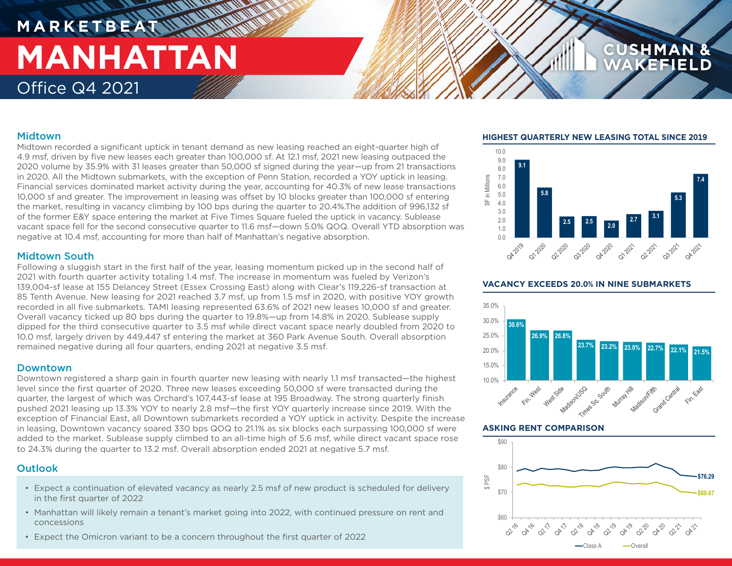# MARKETBEAT

# MANHATTAN

## Office Q4 2021

### Midtown

Midtown recorded a significant uptick in tenant demand as new leasing reached an eight-quarter high of 4.9 msf, driven by five new leases each greater than 100,000 sf. At 12.1 msf, 2021 new leasing outpaced the 2020 volume by 35.9% with 31 leases greater than 50,000 sf signed during the year—up from 21 transactions in 2020. All the Midtown submarkets, with the exception of Penn Station, recorded a YOY uptick in leasing. Financial services dominated market activity during the year, accounting for 40.3% of new lease transactions 10,000 sf and greater. The improvement in leasing was offset by 10 blocks greater than 100,000 sf entering the market, resulting in vacancy climbing by 100 bps during the quarter to 20.4%.The addition of 996,132 sf of the former E&Y space entering the market at Five Times Square fueled the uptick in vacancy. Sublease vacant space fell for the second consecutive quarter to 11.6 msf—down 5.0% QOQ. Overall YTD absorption was negative at 10.4 msf, accounting for more than half of Manhattan's negative absorption.

### Midtown South

Following a sluggish start in the first half of the year, leasing momentum picked up in the second half of 2021 with fourth quarter activity totaling 1.4 msf. The increase in momentum was fueled by Verizon's 139,004-sf lease at 155 Delancey Street (Essex Crossing East) along with Clear's 119,226-sf transaction at 85 Tenth Avenue. New leasing for 2021 reached 3.7 msf, up from 1.5 msf in 2020, with positive YOY growth recorded in all five submarkets. TAMI leasing represented 63.6% of 2021 new leases 10,000 sf and greater. Overall vacancy ticked up 80 bps during the quarter to 19.8%—up from 14.8% in 2020. Sublease supply dipped for the third consecutive quarter to 3.5 msf while direct vacant space nearly doubled from 2020 to 10.0 msf, largely driven by 449,447 sf entering the market at 360 Park Avenue South. Overall absorption remained negative during all four quarters, ending 2021 at negative 3.5 msf.

### Downtown

Downtown registered a sharp gain in fourth quarter new leasing with nearly 1.1 msf transacted—the highest level since the first quarter of 2020. Three new leases exceeding 50,000 sf were transacted during the quarter, the largest of which was Orchard's 107,443-sf lease at 195 Broadway. The strong quarterly finish pushed 2021 leasing up 13.3% YOY to nearly 2.8 msf—the first YOY quarterly increase since 2019. With the exception of Financial East, all Downtown submarkets recorded a YOY uptick in activity. Despite the increase in leasing, Downtown vacancy soared 330 bps QOQ to 21.1% as six blocks each surpassing 100,000 sf were added to the market. Sublease supply climbed to an all-time high of 5.6 msf, while direct vacant space rose to 24.3% during the quarter to 13.2 msf. Overall absorption ended 2021 at negative 5.7 msf.

### Outlook

- Expect a continuation of elevated vacancy as nearly 2.5 msf of new product is scheduled for delivery in the first quarter of 2022
- Manhattan will likely remain a tenant's market going into 2022, with continued pressure on rent and concessions
- Expect the Omicron variant to be a concern throughout the first quarter of 2022

### HIGHEST QUARTERLY NEW LEASING TOTAL SINCE 2019

| Quarter | SF in Millions |
|---|---|
| Q4 2019 | 9.1 |
| Q1 2020 | 5.8 |
| Q2 2020 | 2.5 |
| Q3 2020 | 2.5 |
| Q4 2020 | 2.0 |
| Q1 2021 | 2.7 |
| Q2 2021 | 3.1 |
| Q3 2021 | 5.3 |
| Q4 2021 | 7.4 |

### VACANCY EXCEEDS 20.0% IN NINE SUBMARKETS

| Submarket | Vacancy |
|---|---|
| Insurance | 30.6% |
| Fin. West | 26.9% |
| West Side | 26.8% |
| Madison/USQ | 23.7% |
| Times Sq. South | 23.2% |
| Murray Hill | 23.0% |
| Madison/Fifth | 22.7% |
| Grand Central | 22.1% |
| Fin. East | 21.5% |

### ASKING RENT COMPARISON

Class A: $76.29 (Q4 21); Overall: $69.67 (Q4 21)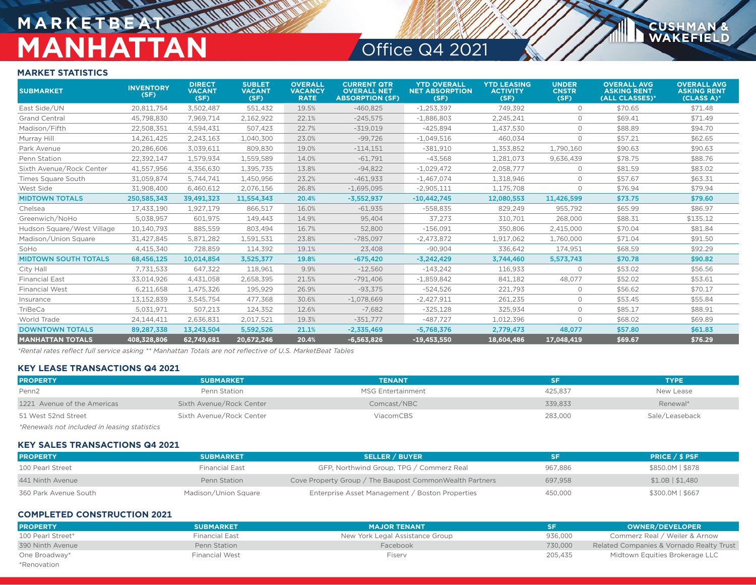# MARKETBEAT
# MANHATTAN
## Office Q4 2021

### MARKET STATISTICS

| SUBMARKET | INVENTORY (SF) | DIRECT VACANT (SF) | SUBLET VACANT (SF) | OVERALL VACANCY RATE | CURRENT QTR OVERALL NET ABSORPTION (SF) | YTD OVERALL NET ABSORPTION (SF) | YTD LEASING ACTIVITY (SF) | UNDER CNSTR (SF) | OVERALL AVG ASKING RENT (ALL CLASSES)* | OVERALL AVG ASKING RENT (CLASS A)* |
|---|---|---|---|---|---|---|---|---|---|---|
| East Side/UN | 20,811,754 | 3,502,487 | 551,432 | 19.5% | -460,825 | -1,253,397 | 749,392 | 0 | $70.65 | $71.48 |
| Grand Central | 45,798,830 | 7,969,714 | 2,162,922 | 22.1% | -245,575 | -1,886,803 | 2,245,241 | 0 | $69.41 | $71.49 |
| Madison/Fifth | 22,508,351 | 4,594,431 | 507,423 | 22.7% | -319,019 | -425,894 | 1,437,530 | 0 | $88.89 | $94.70 |
| Murray Hill | 14,261,425 | 2,243,163 | 1,040,300 | 23.0% | -99,726 | -1,049,516 | 460,034 | 0 | $57.21 | $62.65 |
| Park Avenue | 20,286,606 | 3,039,611 | 809,830 | 19.0% | -114,151 | -381,910 | 1,353,852 | 1,790,160 | $90.63 | $90.63 |
| Penn Station | 22,392,147 | 1,579,934 | 1,559,589 | 14.0% | -61,791 | -43,568 | 1,281,073 | 9,636,439 | $78.75 | $88.76 |
| Sixth Avenue/Rock Center | 41,557,956 | 4,356,630 | 1,395,735 | 13.8% | -94,822 | -1,029,472 | 2,058,777 | 0 | $81.59 | $83.02 |
| Times Square South | 31,059,874 | 5,744,741 | 1,450,956 | 23.2% | -461,933 | -1,467,074 | 1,318,946 | 0 | $57.67 | $63.31 |
| West Side | 31,908,400 | 6,460,612 | 2,076,156 | 26.8% | -1,695,095 | -2,905,111 | 1,175,708 | 0 | $76.94 | $79.94 |
| **MIDTOWN TOTALS** | **250,585,343** | **39,491,323** | **11,554,343** | **20.4%** | **-3,552,937** | **-10,442,745** | **12,080,553** | **11,426,599** | **$73.75** | **$79.60** |
| Chelsea | 17,433,190 | 1,927,179 | 866,517 | 16.0% | -61,935 | -558,835 | 829,249 | 955,792 | $65.99 | $86.97 |
| Greenwich/NoHo | 5,038,957 | 601,975 | 149,443 | 14.9% | 95,404 | 37,273 | 310,701 | 268,000 | $88.31 | $135.12 |
| Hudson Square/West Village | 10,140,793 | 885,559 | 803,494 | 16.7% | 52,800 | -156,091 | 350,806 | 2,415,000 | $70.04 | $81.84 |
| Madison/Union Square | 31,427,845 | 5,871,282 | 1,591,531 | 23.8% | -785,097 | -2,473,872 | 1,917,062 | 1,760,000 | $71.04 | $91.50 |
| SoHo | 4,415,340 | 728,859 | 114,392 | 19.1% | 23,408 | -90,904 | 336,642 | 174,951 | $68.59 | $92.29 |
| **MIDTOWN SOUTH TOTALS** | **68,456,125** | **10,014,854** | **3,525,377** | **19.8%** | **-675,420** | **-3,242,429** | **3,744,460** | **5,573,743** | **$70.78** | **$90.82** |
| City Hall | 7,731,533 | 647,322 | 118,961 | 9.9% | -12,560 | -143,242 | 116,933 | 0 | $53.02 | $56.56 |
| Financial East | 33,014,926 | 4,431,058 | 2,658,395 | 21.5% | -791,406 | -1,859,842 | 841,182 | 48,077 | $52.02 | $53.61 |
| Financial West | 6,211,658 | 1,475,326 | 195,929 | 26.9% | -93,375 | -524,526 | 221,793 | 0 | $56.62 | $70.17 |
| Insurance | 13,152,839 | 3,545,754 | 477,368 | 30.6% | -1,078,669 | -2,427,911 | 261,235 | 0 | $53.45 | $55.84 |
| TriBeCa | 5,031,971 | 507,213 | 124,352 | 12.6% | -7,682 | -325,128 | 325,934 | 0 | $85.17 | $88.91 |
| World Trade | 24,144,411 | 2,636,831 | 2,017,521 | 19.3% | -351,777 | -487,727 | 1,012,396 | 0 | $68.02 | $69.89 |
| **DOWNTOWN TOTALS** | **89,287,338** | **13,243,504** | **5,592,526** | **21.1%** | **-2,335,469** | **-5,768,376** | **2,779,473** | **48,077** | **$57.80** | **$61.83** |
| **MANHATTAN TOTALS** | **408,328,806** | **62,749,681** | **20,672,246** | **20.4%** | **-6,563,826** | **-19,453,550** | **18,604,486** | **17,048,419** | **$69.67** | **$76.29** |

*Rental rates reflect full service asking ** Manhattan Totals are not reflective of U.S. MarketBeat Tables

### KEY LEASE TRANSACTIONS Q4 2021

| PROPERTY | SUBMARKET | TENANT | SF | TYPE |
|---|---|---|---|---|
| Penn2 | Penn Station | MSG Entertainment | 425,837 | New Lease |
| 1221 Avenue of the Americas | Sixth Avenue/Rock Center | Comcast/NBC | 339,833 | Renewal* |
| 51 West 52nd Street | Sixth Avenue/Rock Center | ViacomCBS | 283,000 | Sale/Leaseback |

*Renewals not included in leasing statistics

### KEY SALES TRANSACTIONS Q4 2021

| PROPERTY | SUBMARKET | SELLER / BUYER | SF | PRICE / $ PSF |
|---|---|---|---|---|
| 100 Pearl Street | Financial East | GFP, Northwind Group, TPG / Commerz Real | 967,886 | $850.0M \| $878 |
| 441 Ninth Avenue | Penn Station | Cove Property Group / The Baupost CommonWealth Partners | 697,958 | $1.0B \| $1,480 |
| 360 Park Avenue South | Madison/Union Square | Enterprise Asset Management / Boston Properties | 450,000 | $300.0M \| $667 |

### COMPLETED CONSTRUCTION 2021

| PROPERTY | SUBMARKET | MAJOR TENANT | SF | OWNER/DEVELOPER |
|---|---|---|---|---|
| 100 Pearl Street* | Financial East | New York Legal Assistance Group | 936,000 | Commerz Real / Weiler & Arnow |
| 390 Ninth Avenue | Penn Station | Facebook | 730,000 | Related Companies & Vornado Realty Trust |
| One Broadway* | Financial West | Fiserv | 205,435 | Midtown Equities Brokerage LLC |

*Renovation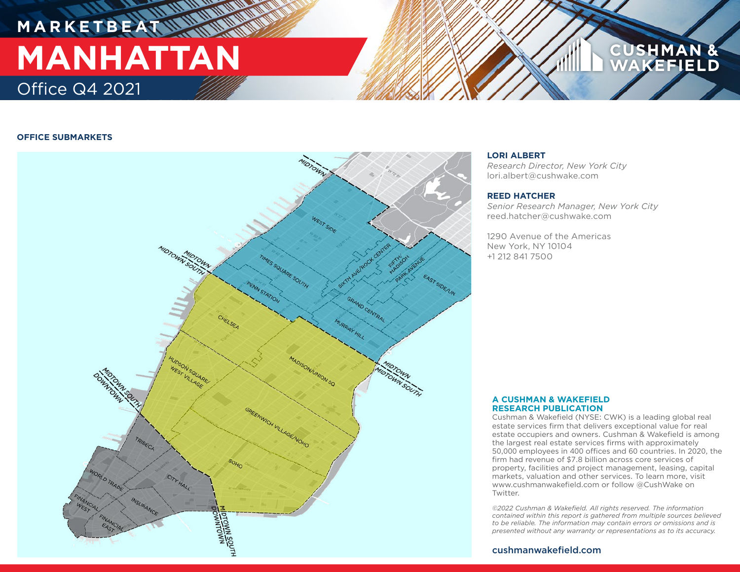MARKETBEAT

# MANHATTAN

Office Q4 2021

CUSHMAN & WAKEFIELD

### OFFICE SUBMARKETS

MIDTOWN

WEST SIDE

MIDTOWN
MIDTOWN SOUTH

TIMES SQUARE SOUTH

SIXTH AVE/ROCK CENTER

FIFTH MADISON

PARK AVENUE

EAST SIDE/UN

PENN STATION

GRAND CENTRAL

MURRAY HILL

CHELSEA

MADISON/UNION SQ

MIDTOWN
MIDTOWN SOUTH

HUDSON SQUARE/WEST VILLAGE

MIDTOWN SOUTH
DOWNTOWN

GREENWICH VILLAGE/NOHO

TRIBECA

SOHO

WORLD TRADE

CITY HALL

FINANCIAL WEST

INSURANCE

FINANCIAL EAST

MIDTOWN SOUTH
DOWNTOWN

**LORI ALBERT**
*Research Director, New York City*
lori.albert@cushwake.com

**REED HATCHER**
*Senior Research Manager, New York City*
reed.hatcher@cushwake.com

1290 Avenue of the Americas
New York, NY 10104
+1 212 841 7500

### A CUSHMAN & WAKEFIELD RESEARCH PUBLICATION

Cushman & Wakefield (NYSE: CWK) is a leading global real estate services firm that delivers exceptional value for real estate occupiers and owners. Cushman & Wakefield is among the largest real estate services firms with approximately 50,000 employees in 400 offices and 60 countries. In 2020, the firm had revenue of $7.8 billion across core services of property, facilities and project management, leasing, capital markets, valuation and other services. To learn more, visit www.cushmanwakefield.com or follow @CushWake on Twitter.

*©2022 Cushman & Wakefield. All rights reserved. The information contained within this report is gathered from multiple sources believed to be reliable. The information may contain errors or omissions and is presented without any warranty or representations as to its accuracy.*

cushmanwakefield.com